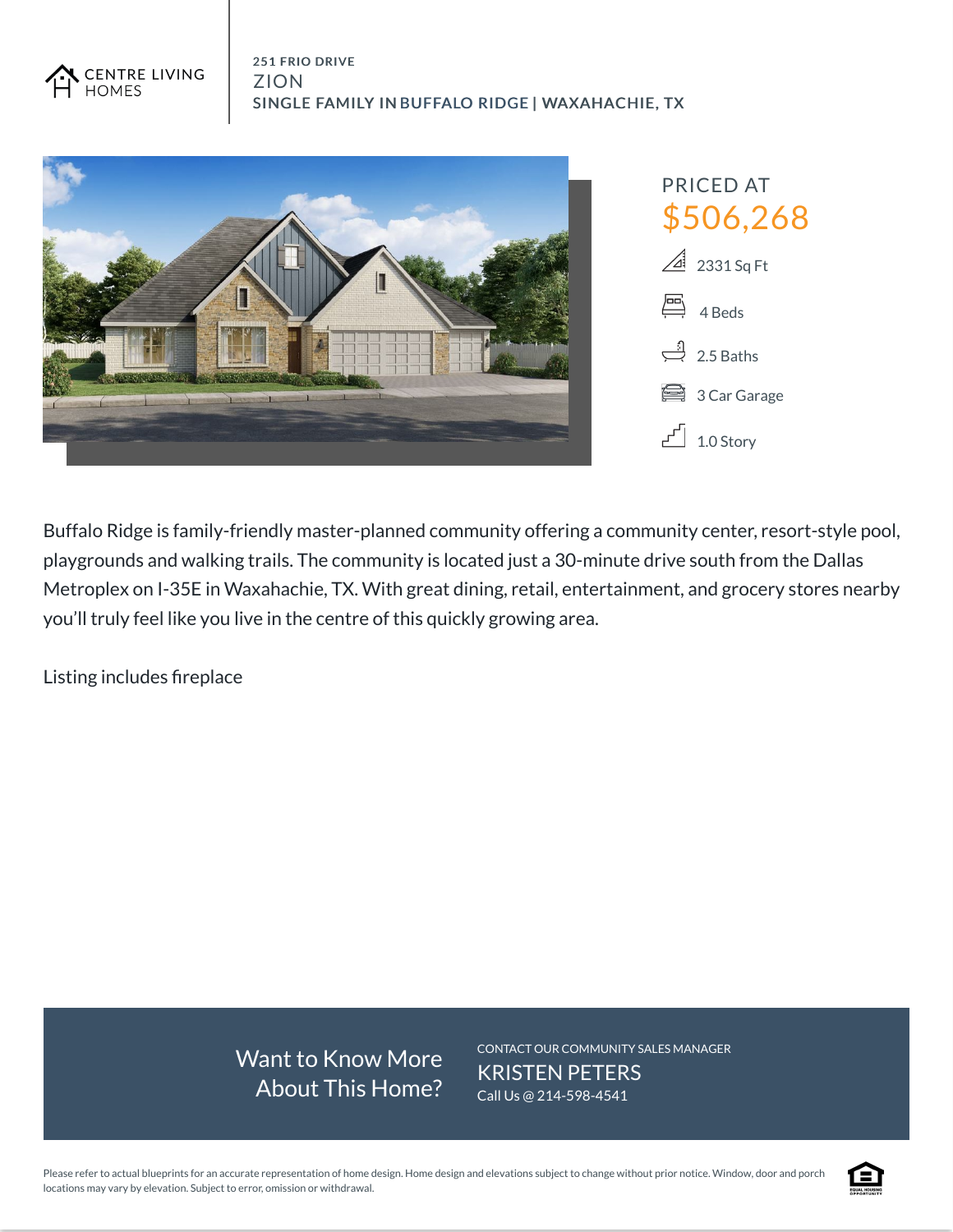CENTRE LIVING HOMES

251 FRIO DRIVE

# ZION

## SINGLE FAMILY IN BUFFALO RIDGE | WAXAHACHIE, TX

PRICED AT

**$506,268**

- 2331 Sq Ft
- 4 Beds
- 2.5 Baths
- 3 Car Garage
- 1.0 Story

Buffalo Ridge is family-friendly master-planned community offering a community center, resort-style pool, playgrounds and walking trails. The community is located just a 30-minute drive south from the Dallas Metroplex on I-35E in Waxahachie, TX. With great dining, retail, entertainment, and grocery stores nearby you'll truly feel like you live in the centre of this quickly growing area.

Listing includes fireplace

Want to Know More About This Home?

CONTACT OUR COMMUNITY SALES MANAGER

KRISTEN PETERS

Call Us @ 214-598-4541

Please refer to actual blueprints for an accurate representation of home design. Home design and elevations subject to change without prior notice. Window, door and porch locations may vary by elevation. Subject to error, omission or withdrawal.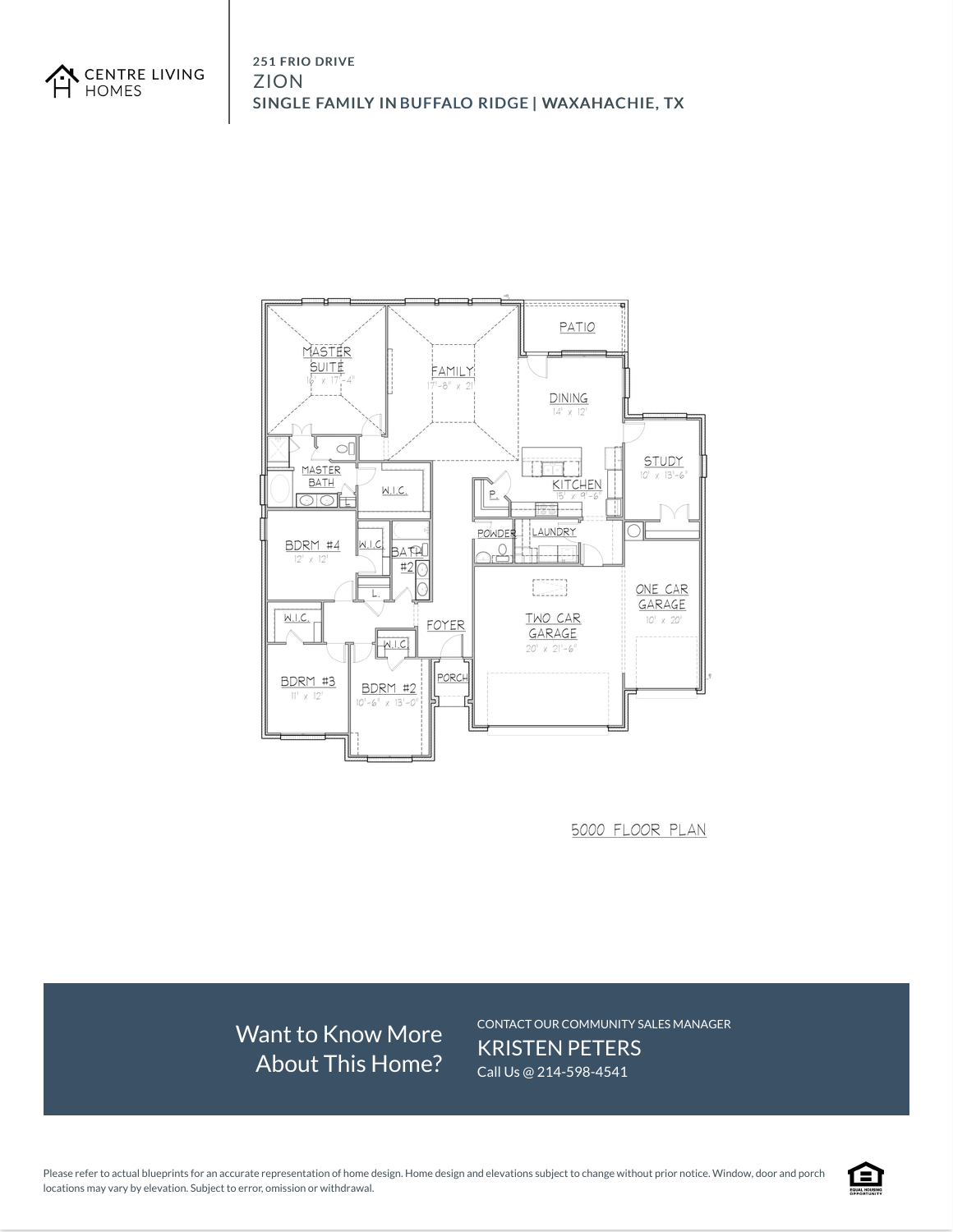CENTRE LIVING HOMES

251 FRIO DRIVE

# ZION

**SINGLE FAMILY IN BUFFALO RIDGE | WAXAHACHIE, TX**

MASTER SUITE
16' x 17'-4"

FAMILY
17'-8" x 21'

PATIO

DINING
14' x 12'

MASTER BATH

W.I.C.

STUDY
10' x 13'-6"

P.

KITCHEN
15' x 9'-6"

POWDER

LAUNDRY

BDRM #4
12' x 12'

W.I.C.

BATH #2

L.

ONE CAR GARAGE
10' x 20'

W.I.C.

FOYER

TWO CAR GARAGE
20' x 21'-6"

W.I.C.

PORCH

BDRM #3
11' x 12'

BDRM #2
10'-6" x 13'-0"

5000 FLOOR PLAN

## Want to Know More About This Home?

CONTACT OUR COMMUNITY SALES MANAGER

**KRISTEN PETERS**

Call Us @ 214-598-4541

Please refer to actual blueprints for an accurate representation of home design. Home design and elevations subject to change without prior notice. Window, door and porch locations may vary by elevation. Subject to error, omission or withdrawal.